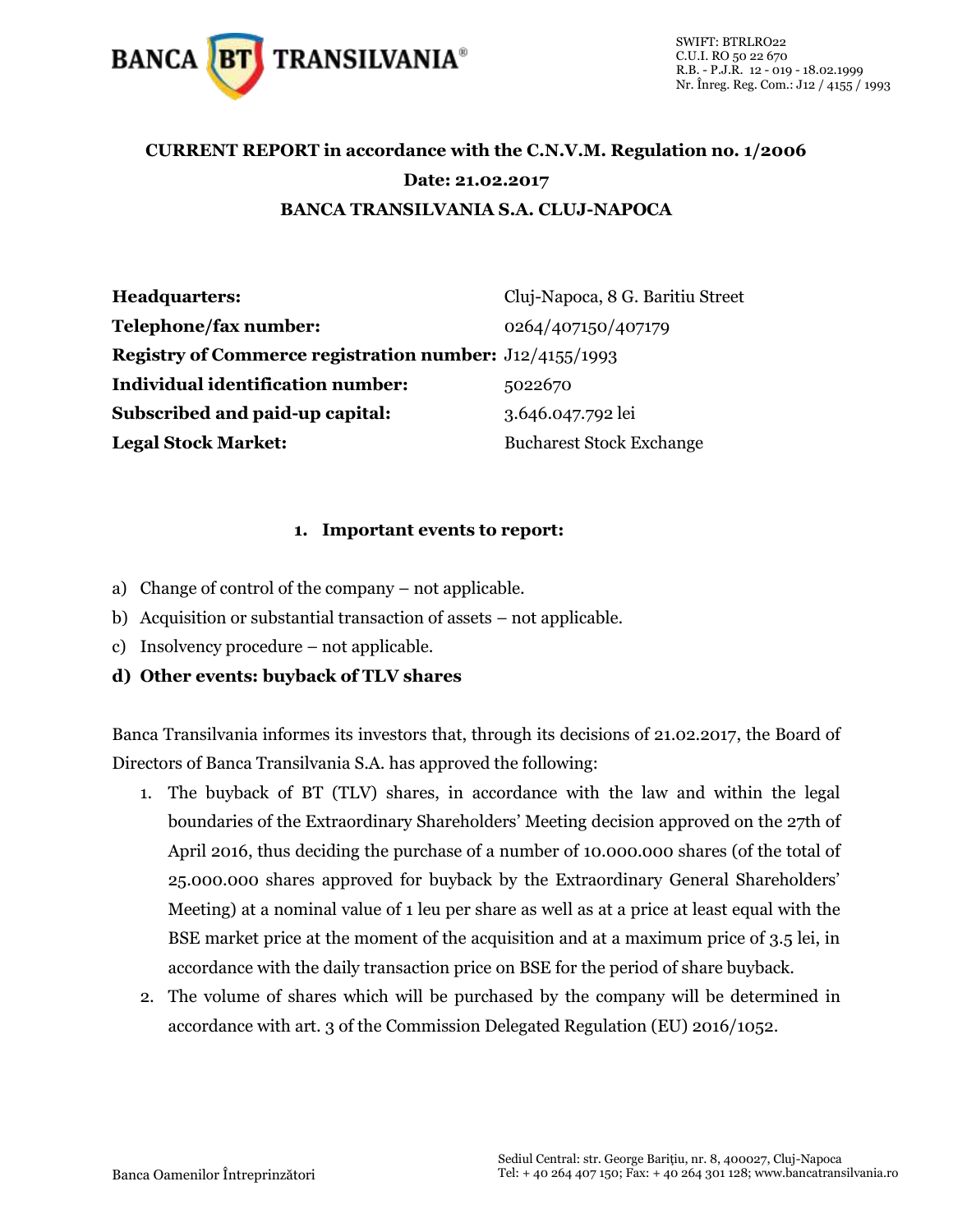**CURRENT REPORT in accordance with the C.N.V.M. Regulation no. 1/2006**

**Date: 21.02.2017**

**BANCA TRANSILVANIA S.A. CLUJ-NAPOCA**

| | |
|---|---|
| **Headquarters:** | Cluj-Napoca, 8 G. Baritiu Street |
| **Telephone/fax number:** | 0264/407150/407179 |
| **Registry of Commerce registration number:** | J12/4155/1993 |
| **Individual identification number:** | 5022670 |
| **Subscribed and paid-up capital:** | 3.646.047.792 lei |
| **Legal Stock Market:** | Bucharest Stock Exchange |

## 1. Important events to report:

a) Change of control of the company – not applicable.

b) Acquisition or substantial transaction of assets – not applicable.

c) Insolvency procedure – not applicable.

**d) Other events: buyback of TLV shares**

Banca Transilvania informes its investors that, through its decisions of 21.02.2017, the Board of Directors of Banca Transilvania S.A. has approved the following:

1. The buyback of BT (TLV) shares, in accordance with the law and within the legal boundaries of the Extraordinary Shareholders' Meeting decision approved on the 27th of April 2016, thus deciding the purchase of a number of 10.000.000 shares (of the total of 25.000.000 shares approved for buyback by the Extraordinary General Shareholders' Meeting) at a nominal value of 1 leu per share as well as at a price at least equal with the BSE market price at the moment of the acquisition and at a maximum price of 3.5 lei, in accordance with the daily transaction price on BSE for the period of share buyback.
2. The volume of shares which will be purchased by the company will be determined in accordance with art. 3 of the Commission Delegated Regulation (EU) 2016/1052.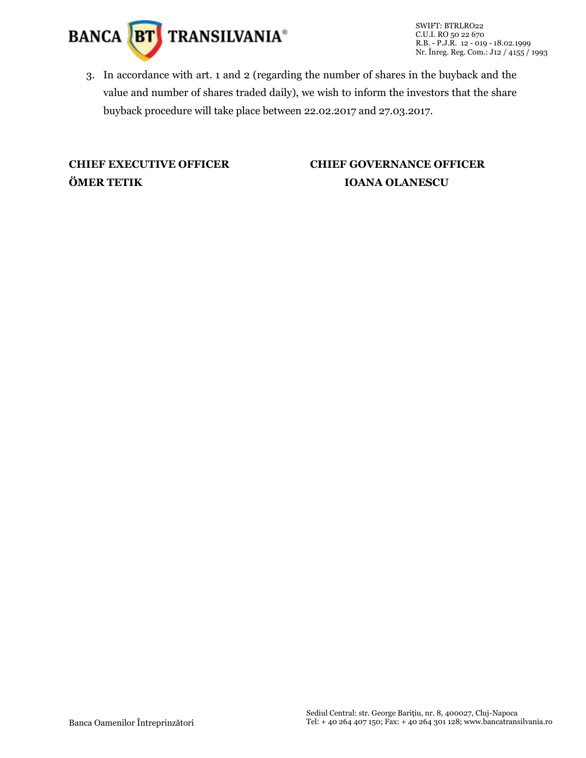3. In accordance with art. 1 and 2 (regarding the number of shares in the buyback and the value and number of shares traded daily), we wish to inform the investors that the share buyback procedure will take place between 22.02.2017 and 27.03.2017.

**CHIEF EXECUTIVE OFFICER**
**ÖMER TETIK**

**CHIEF GOVERNANCE OFFICER**
**IOANA OLANESCU**